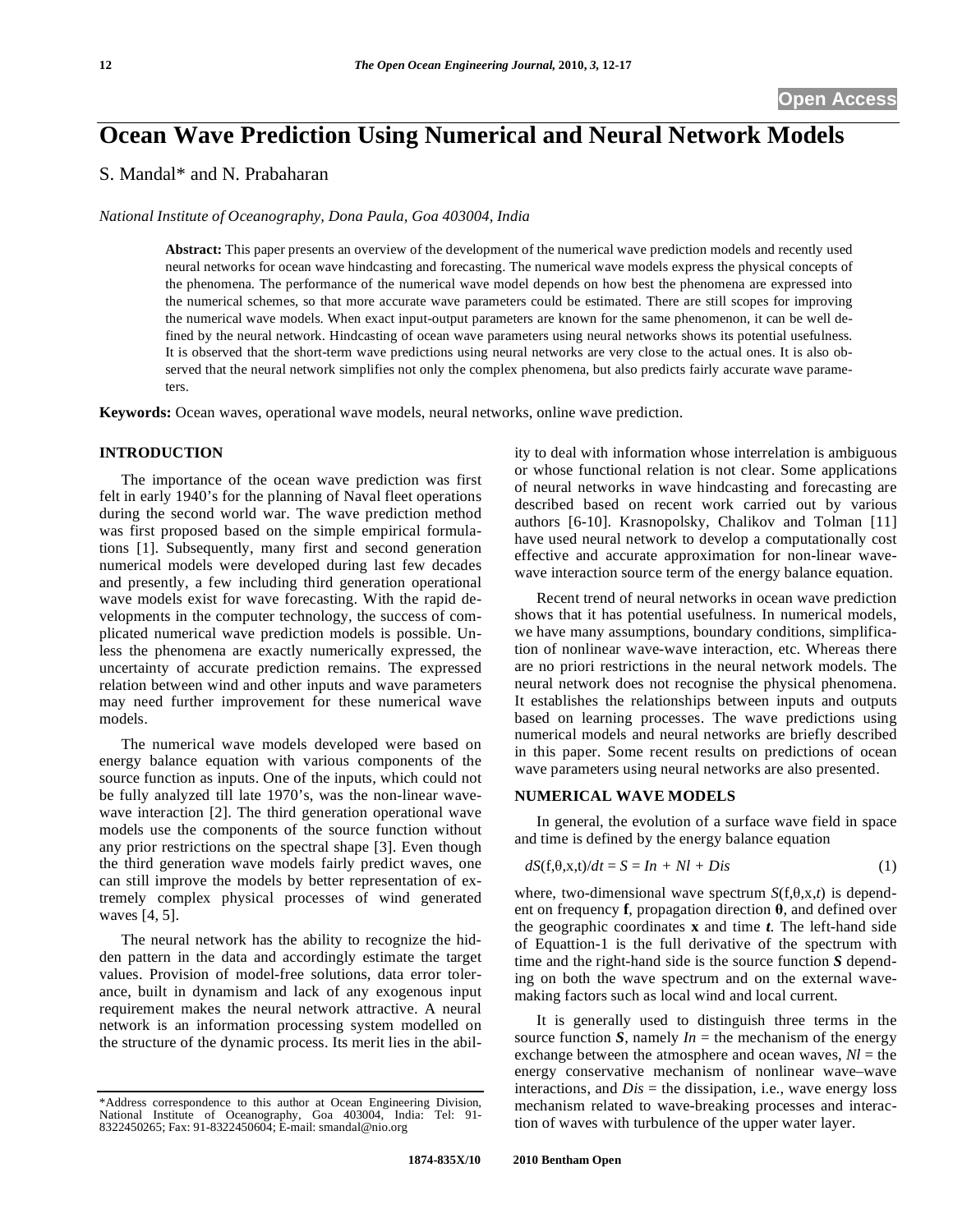# Ocean Wave Prediction Using Numerical and Neural Network Models

S. Mandal* and N. Prabaharan

*National Institute of Oceanography, Dona Paula, Goa 403004, India*

**Abstract:** This paper presents an overview of the development of the numerical wave prediction models and recently used neural networks for ocean wave hindcasting and forecasting. The numerical wave models express the physical concepts of the phenomena. The performance of the numerical wave model depends on how best the phenomena are expressed into the numerical schemes, so that more accurate wave parameters could be estimated. There are still scopes for improving the numerical wave models. When exact input-output parameters are known for the same phenomenon, it can be well defined by the neural network. Hindcasting of ocean wave parameters using neural networks shows its potential usefulness. It is observed that the short-term wave predictions using neural networks are very close to the actual ones. It is also observed that the neural network simplifies not only the complex phenomena, but also predicts fairly accurate wave parameters.

**Keywords:** Ocean waves, operational wave models, neural networks, online wave prediction.

## INTRODUCTION

The importance of the ocean wave prediction was first felt in early 1940's for the planning of Naval fleet operations during the second world war. The wave prediction method was first proposed based on the simple empirical formulations [1]. Subsequently, many first and second generation numerical models were developed during last few decades and presently, a few including third generation operational wave models exist for wave forecasting. With the rapid developments in the computer technology, the success of complicated numerical wave prediction models is possible. Unless the phenomena are exactly numerically expressed, the uncertainty of accurate prediction remains. The expressed relation between wind and other inputs and wave parameters may need further improvement for these numerical wave models.

The numerical wave models developed were based on energy balance equation with various components of the source function as inputs. One of the inputs, which could not be fully analyzed till late 1970's, was the non-linear wave-wave interaction [2]. The third generation operational wave models use the components of the source function without any prior restrictions on the spectral shape [3]. Even though the third generation wave models fairly predict waves, one can still improve the models by better representation of extremely complex physical processes of wind generated waves [4, 5].

The neural network has the ability to recognize the hidden pattern in the data and accordingly estimate the target values. Provision of model-free solutions, data error tolerance, built in dynamism and lack of any exogenous input requirement makes the neural network attractive. A neural network is an information processing system modelled on the structure of the dynamic process. Its merit lies in the ability to deal with information whose interrelation is ambiguous or whose functional relation is not clear. Some applications of neural networks in wave hindcasting and forecasting are described based on recent work carried out by various authors [6-10]. Krasnopolsky, Chalikov and Tolman [11] have used neural network to develop a computationally cost effective and accurate approximation for non-linear wave-wave interaction source term of the energy balance equation.

Recent trend of neural networks in ocean wave prediction shows that it has potential usefulness. In numerical models, we have many assumptions, boundary conditions, simplification of nonlinear wave-wave interaction, etc. Whereas there are no priori restrictions in the neural network models. The neural network does not recognise the physical phenomena. It establishes the relationships between inputs and outputs based on learning processes. The wave predictions using numerical models and neural networks are briefly described in this paper. Some recent results on predictions of ocean wave parameters using neural networks are also presented.

## NUMERICAL WAVE MODELS

In general, the evolution of a surface wave field in space and time is defined by the energy balance equation

$$dS(f,\theta,x,t)/dt = S = In + Nl + Dis \qquad (1)$$

where, two-dimensional wave spectrum $S(f,\theta,x,t)$ is dependent on frequency **f**, propagation direction **θ**, and defined over the geographic coordinates **x** and time ***t***. The left-hand side of Equattion-1 is the full derivative of the spectrum with time and the right-hand side is the source function ***S*** depending on both the wave spectrum and on the external wave-making factors such as local wind and local current.

It is generally used to distinguish three terms in the source function ***S***, namely *In* = the mechanism of the energy exchange between the atmosphere and ocean waves, *Nl* = the energy conservative mechanism of nonlinear wave–wave interactions, and *Dis* = the dissipation, i.e., wave energy loss mechanism related to wave-breaking processes and interaction of waves with turbulence of the upper water layer.

*Address correspondence to this author at Ocean Engineering Division, National Institute of Oceanography, Goa 403004, India: Tel: 91-8322450265; Fax: 91-8322450604; E-mail: smandal@nio.org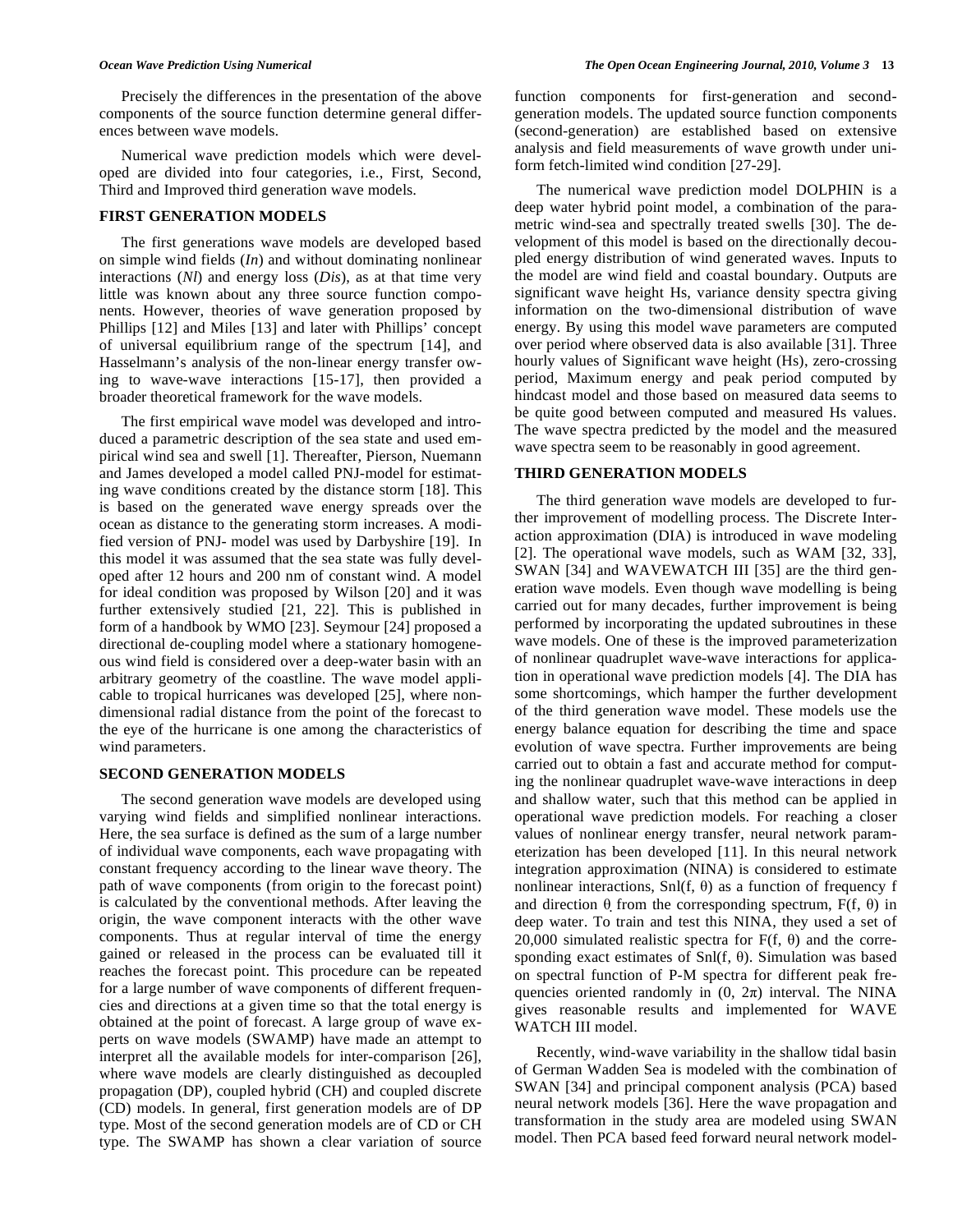Precisely the differences in the presentation of the above components of the source function determine general differences between wave models.

Numerical wave prediction models which were developed are divided into four categories, i.e., First, Second, Third and Improved third generation wave models.

## FIRST GENERATION MODELS

The first generations wave models are developed based on simple wind fields (*In*) and without dominating nonlinear interactions (*Nl*) and energy loss (*Dis*), as at that time very little was known about any three source function components. However, theories of wave generation proposed by Phillips [12] and Miles [13] and later with Phillips' concept of universal equilibrium range of the spectrum [14], and Hasselmann's analysis of the non-linear energy transfer owing to wave-wave interactions [15-17], then provided a broader theoretical framework for the wave models.

The first empirical wave model was developed and introduced a parametric description of the sea state and used empirical wind sea and swell [1]. Thereafter, Pierson, Nuemann and James developed a model called PNJ-model for estimating wave conditions created by the distance storm [18]. This is based on the generated wave energy spreads over the ocean as distance to the generating storm increases. A modified version of PNJ- model was used by Darbyshire [19]. In this model it was assumed that the sea state was fully developed after 12 hours and 200 nm of constant wind. A model for ideal condition was proposed by Wilson [20] and it was further extensively studied [21, 22]. This is published in form of a handbook by WMO [23]. Seymour [24] proposed a directional de-coupling model where a stationary homogeneous wind field is considered over a deep-water basin with an arbitrary geometry of the coastline. The wave model applicable to tropical hurricanes was developed [25], where non-dimensional radial distance from the point of the forecast to the eye of the hurricane is one among the characteristics of wind parameters.

## SECOND GENERATION MODELS

The second generation wave models are developed using varying wind fields and simplified nonlinear interactions. Here, the sea surface is defined as the sum of a large number of individual wave components, each wave propagating with constant frequency according to the linear wave theory. The path of wave components (from origin to the forecast point) is calculated by the conventional methods. After leaving the origin, the wave component interacts with the other wave components. Thus at regular interval of time the energy gained or released in the process can be evaluated till it reaches the forecast point. This procedure can be repeated for a large number of wave components of different frequencies and directions at a given time so that the total energy is obtained at the point of forecast. A large group of wave experts on wave models (SWAMP) have made an attempt to interpret all the available models for inter-comparison [26], where wave models are clearly distinguished as decoupled propagation (DP), coupled hybrid (CH) and coupled discrete (CD) models. In general, first generation models are of DP type. Most of the second generation models are of CD or CH type. The SWAMP has shown a clear variation of source function components for first-generation and second-generation models. The updated source function components (second-generation) are established based on extensive analysis and field measurements of wave growth under uniform fetch-limited wind condition [27-29].

The numerical wave prediction model DOLPHIN is a deep water hybrid point model, a combination of the parametric wind-sea and spectrally treated swells [30]. The development of this model is based on the directionally decoupled energy distribution of wind generated waves. Inputs to the model are wind field and coastal boundary. Outputs are significant wave height Hs, variance density spectra giving information on the two-dimensional distribution of wave energy. By using this model wave parameters are computed over period where observed data is also available [31]. Three hourly values of Significant wave height (Hs), zero-crossing period, Maximum energy and peak period computed by hindcast model and those based on measured data seems to be quite good between computed and measured Hs values. The wave spectra predicted by the model and the measured wave spectra seem to be reasonably in good agreement.

## THIRD GENERATION MODELS

The third generation wave models are developed to further improvement of modelling process. The Discrete Interaction approximation (DIA) is introduced in wave modeling [2]. The operational wave models, such as WAM [32, 33], SWAN [34] and WAVEWATCH III [35] are the third generation wave models. Even though wave modelling is being carried out for many decades, further improvement is being performed by incorporating the updated subroutines in these wave models. One of these is the improved parameterization of nonlinear quadruplet wave-wave interactions for application in operational wave prediction models [4]. The DIA has some shortcomings, which hamper the further development of the third generation wave model. These models use the energy balance equation for describing the time and space evolution of wave spectra. Further improvements are being carried out to obtain a fast and accurate method for computing the nonlinear quadruplet wave-wave interactions in deep and shallow water, such that this method can be applied in operational wave prediction models. For reaching a closer values of nonlinear energy transfer, neural network parameterization has been developed [11]. In this neural network integration approximation (NINA) is considered to estimate nonlinear interactions, $Snl(f, \theta)$ as a function of frequency f and direction $\theta$ from the corresponding spectrum, $F(f, \theta)$ in deep water. To train and test this NINA, they used a set of 20,000 simulated realistic spectra for $F(f, \theta)$ and the corresponding exact estimates of $Snl(f, \theta)$. Simulation was based on spectral function of P-M spectra for different peak frequencies oriented randomly in $(0, 2\pi)$ interval. The NINA gives reasonable results and implemented for WAVE WATCH III model.

Recently, wind-wave variability in the shallow tidal basin of German Wadden Sea is modeled with the combination of SWAN [34] and principal component analysis (PCA) based neural network models [36]. Here the wave propagation and transformation in the study area are modeled using SWAN model. Then PCA based feed forward neural network model-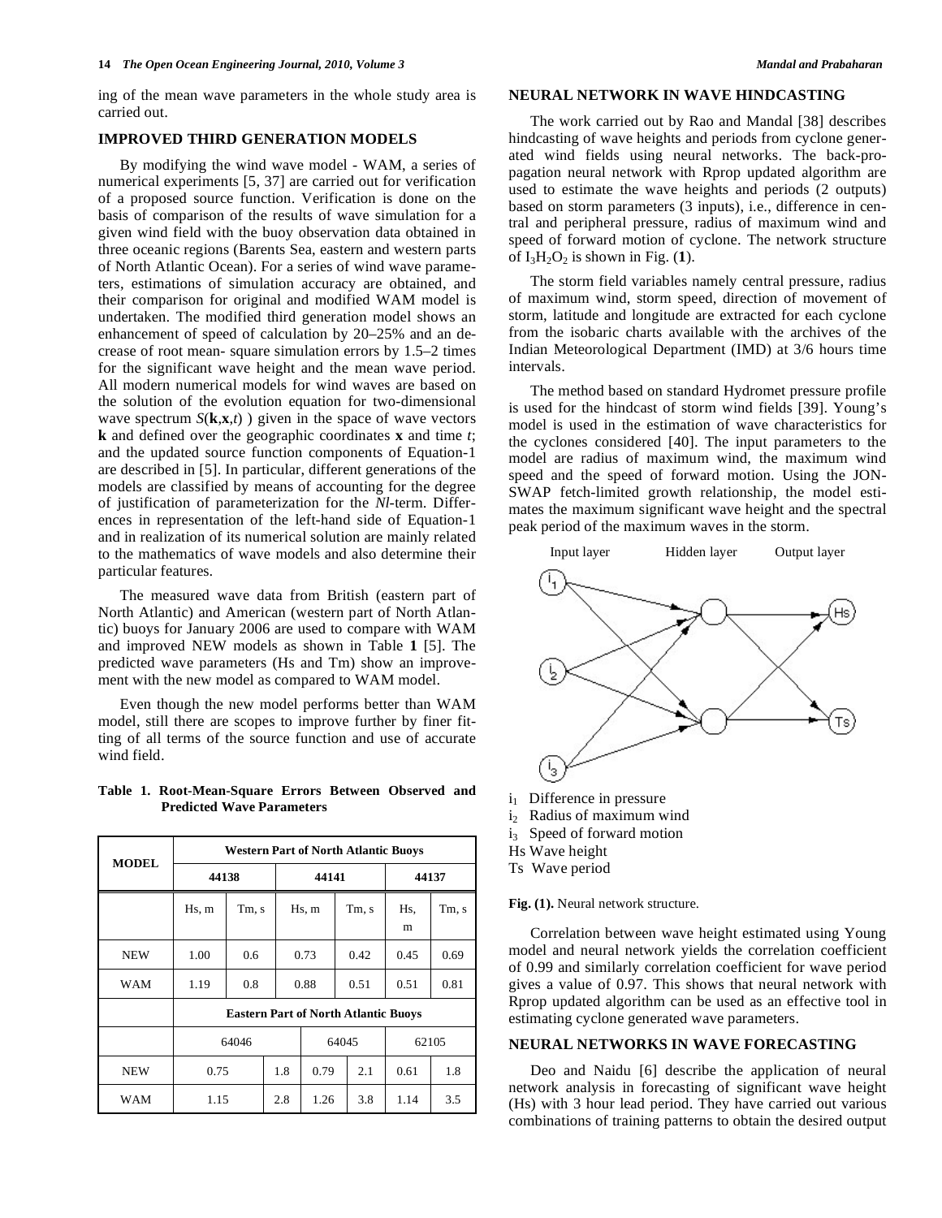ing of the mean wave parameters in the whole study area is carried out.

## IMPROVED THIRD GENERATION MODELS

By modifying the wind wave model - WAM, a series of numerical experiments [5, 37] are carried out for verification of a proposed source function. Verification is done on the basis of comparison of the results of wave simulation for a given wind field with the buoy observation data obtained in three oceanic regions (Barents Sea, eastern and western parts of North Atlantic Ocean). For a series of wind wave parameters, estimations of simulation accuracy are obtained, and their comparison for original and modified WAM model is undertaken. The modified third generation model shows an enhancement of speed of calculation by 20–25% and an decrease of root mean- square simulation errors by 1.5–2 times for the significant wave height and the mean wave period. All modern numerical models for wind waves are based on the solution of the evolution equation for two-dimensional wave spectrum $S(\mathbf{k},\mathbf{x},t)$ ) given in the space of wave vectors **k** and defined over the geographic coordinates **x** and time $t$; and the updated source function components of Equation-1 are described in [5]. In particular, different generations of the models are classified by means of accounting for the degree of justification of parameterization for the *Nl*-term. Differences in representation of the left-hand side of Equation-1 and in realization of its numerical solution are mainly related to the mathematics of wave models and also determine their particular features.

The measured wave data from British (eastern part of North Atlantic) and American (western part of North Atlantic) buoys for January 2006 are used to compare with WAM and improved NEW models as shown in Table **1** [5]. The predicted wave parameters (Hs and Tm) show an improvement with the new model as compared to WAM model.

Even though the new model performs better than WAM model, still there are scopes to improve further by finer fitting of all terms of the source function and use of accurate wind field.

**Table 1. Root-Mean-Square Errors Between Observed and Predicted Wave Parameters**

| MODEL | Western Part of North Atlantic Buoys | | | | | |
|---|---|---|---|---|---|---|
| | 44138 | | 44141 | | 44137 | |
| | Hs, m | Tm, s | Hs, m | Tm, s | Hs, m | Tm, s |
| NEW | 1.00 | 0.6 | 0.73 | 0.42 | 0.45 | 0.69 |
| WAM | 1.19 | 0.8 | 0.88 | 0.51 | 0.51 | 0.81 |
| | Eastern Part of North Atlantic Buoys | | | | | |
| | 64046 | | 64045 | | 62105 | |
| NEW | 0.75 | 1.8 | 0.79 | 2.1 | 0.61 | 1.8 |
| WAM | 1.15 | 2.8 | 1.26 | 3.8 | 1.14 | 3.5 |

## NEURAL NETWORK IN WAVE HINDCASTING

The work carried out by Rao and Mandal [38] describes hindcasting of wave heights and periods from cyclone generated wind fields using neural networks. The back-propagation neural network with Rprop updated algorithm are used to estimate the wave heights and periods (2 outputs) based on storm parameters (3 inputs), i.e., difference in central and peripheral pressure, radius of maximum wind and speed of forward motion of cyclone. The network structure of $I_3H_2O_2$ is shown in Fig. (**1**).

The storm field variables namely central pressure, radius of maximum wind, storm speed, direction of movement of storm, latitude and longitude are extracted for each cyclone from the isobaric charts available with the archives of the Indian Meteorological Department (IMD) at 3/6 hours time intervals.

The method based on standard Hydromet pressure profile is used for the hindcast of storm wind fields [39]. Young's model is used in the estimation of wave characteristics for the cyclones considered [40]. The input parameters to the model are radius of maximum wind, the maximum wind speed and the speed of forward motion. Using the JONSWAP fetch-limited growth relationship, the model estimates the maximum significant wave height and the spectral peak period of the maximum waves in the storm.

Input layer Hidden layer Output layer

$i_1$ Difference in pressure

$i_2$ Radius of maximum wind

$i_3$ Speed of forward motion

Hs Wave height

Ts Wave period

**Fig. (1).** Neural network structure.

Correlation between wave height estimated using Young model and neural network yields the correlation coefficient of 0.99 and similarly correlation coefficient for wave period gives a value of 0.97. This shows that neural network with Rprop updated algorithm can be used as an effective tool in estimating cyclone generated wave parameters.

## NEURAL NETWORKS IN WAVE FORECASTING

Deo and Naidu [6] describe the application of neural network analysis in forecasting of significant wave height (Hs) with 3 hour lead period. They have carried out various combinations of training patterns to obtain the desired output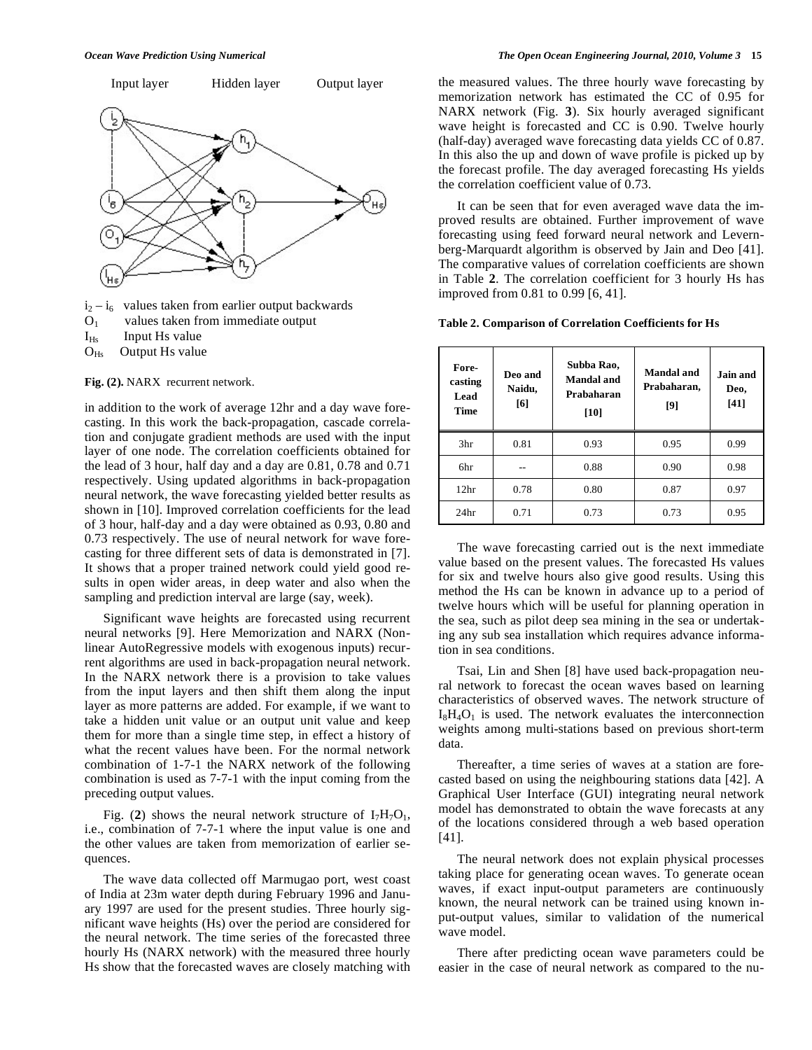Input layer Hidden layer Output layer

$i_2 - i_6$ values taken from earlier output backwards

$O_1$ values taken from immediate output

$I_{Hs}$ Input Hs value

$O_{Hs}$ Output Hs value

**Fig. (2).** NARX recurrent network.

in addition to the work of average 12hr and a day wave forecasting. In this work the back-propagation, cascade correlation and conjugate gradient methods are used with the input layer of one node. The correlation coefficients obtained for the lead of 3 hour, half day and a day are 0.81, 0.78 and 0.71 respectively. Using updated algorithms in back-propagation neural network, the wave forecasting yielded better results as shown in [10]. Improved correlation coefficients for the lead of 3 hour, half-day and a day were obtained as 0.93, 0.80 and 0.73 respectively. The use of neural network for wave forecasting for three different sets of data is demonstrated in [7]. It shows that a proper trained network could yield good results in open wider areas, in deep water and also when the sampling and prediction interval are large (say, week).

Significant wave heights are forecasted using recurrent neural networks [9]. Here Memorization and NARX (Nonlinear AutoRegressive models with exogenous inputs) recurrent algorithms are used in back-propagation neural network. In the NARX network there is a provision to take values from the input layers and then shift them along the input layer as more patterns are added. For example, if we want to take a hidden unit value or an output unit value and keep them for more than a single time step, in effect a history of what the recent values have been. For the normal network combination of 1-7-1 the NARX network of the following combination is used as 7-7-1 with the input coming from the preceding output values.

Fig. (**2**) shows the neural network structure of $I_7H_7O_1$, i.e., combination of 7-7-1 where the input value is one and the other values are taken from memorization of earlier sequences.

The wave data collected off Marmugao port, west coast of India at 23m water depth during February 1996 and January 1997 are used for the present studies. Three hourly significant wave heights (Hs) over the period are considered for the neural network. The time series of the forecasted three hourly Hs (NARX network) with the measured three hourly Hs show that the forecasted waves are closely matching with the measured values. The three hourly wave forecasting by memorization network has estimated the CC of 0.95 for NARX network (Fig. **3**). Six hourly averaged significant wave height is forecasted and CC is 0.90. Twelve hourly (half-day) averaged wave forecasting data yields CC of 0.87. In this also the up and down of wave profile is picked up by the forecast profile. The day averaged forecasting Hs yields the correlation coefficient value of 0.73.

It can be seen that for even averaged wave data the improved results are obtained. Further improvement of wave forecasting using feed forward neural network and Levernberg-Marquardt algorithm is observed by Jain and Deo [41]. The comparative values of correlation coefficients are shown in Table **2**. The correlation coefficient for 3 hourly Hs has improved from 0.81 to 0.99 [6, 41].

**Table 2. Comparison of Correlation Coefficients for Hs**

| Fore-casting Lead Time | Deo and Naidu, [6] | Subba Rao, Mandal and Prabaharan [10] | Mandal and Prabaharan, [9] | Jain and Deo, [41] |
|---|---|---|---|---|
| 3hr | 0.81 | 0.93 | 0.95 | 0.99 |
| 6hr | -- | 0.88 | 0.90 | 0.98 |
| 12hr | 0.78 | 0.80 | 0.87 | 0.97 |
| 24hr | 0.71 | 0.73 | 0.73 | 0.95 |

The wave forecasting carried out is the next immediate value based on the present values. The forecasted Hs values for six and twelve hours also give good results. Using this method the Hs can be known in advance up to a period of twelve hours which will be useful for planning operation in the sea, such as pilot deep sea mining in the sea or undertaking any sub sea installation which requires advance information in sea conditions.

Tsai, Lin and Shen [8] have used back-propagation neural network to forecast the ocean waves based on learning characteristics of observed waves. The network structure of $I_8H_4O_1$ is used. The network evaluates the interconnection weights among multi-stations based on previous short-term data.

Thereafter, a time series of waves at a station are forecasted based on using the neighbouring stations data [42]. A Graphical User Interface (GUI) integrating neural network model has demonstrated to obtain the wave forecasts at any of the locations considered through a web based operation [41].

The neural network does not explain physical processes taking place for generating ocean waves. To generate ocean waves, if exact input-output parameters are continuously known, the neural network can be trained using known input-output values, similar to validation of the numerical wave model.

There after predicting ocean wave parameters could be easier in the case of neural network as compared to the nu-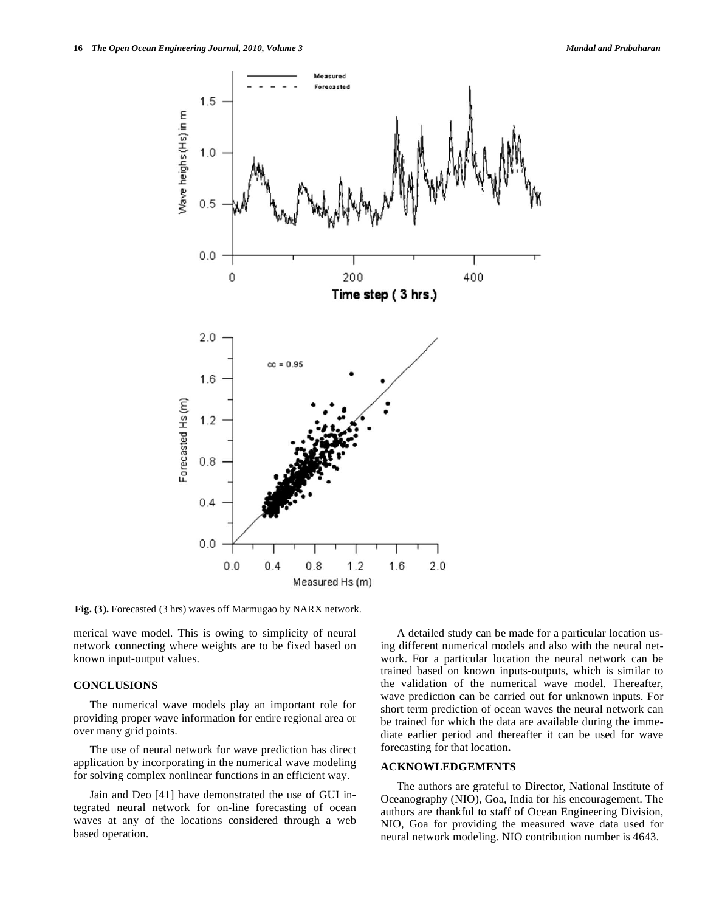Fig. (3). Forecasted (3 hrs) waves off Marmugao by NARX network.

merical wave model. This is owing to simplicity of neural network connecting where weights are to be fixed based on known input-output values.

## CONCLUSIONS

The numerical wave models play an important role for providing proper wave information for entire regional area or over many grid points.

The use of neural network for wave prediction has direct application by incorporating in the numerical wave modeling for solving complex nonlinear functions in an efficient way.

Jain and Deo [41] have demonstrated the use of GUI integrated neural network for on-line forecasting of ocean waves at any of the locations considered through a web based operation.

A detailed study can be made for a particular location using different numerical models and also with the neural network. For a particular location the neural network can be trained based on known inputs-outputs, which is similar to the validation of the numerical wave model. Thereafter, wave prediction can be carried out for unknown inputs. For short term prediction of ocean waves the neural network can be trained for which the data are available during the immediate earlier period and thereafter it can be used for wave forecasting for that location**.**

## ACKNOWLEDGEMENTS

The authors are grateful to Director, National Institute of Oceanography (NIO), Goa, India for his encouragement. The authors are thankful to staff of Ocean Engineering Division, NIO, Goa for providing the measured wave data used for neural network modeling. NIO contribution number is 4643.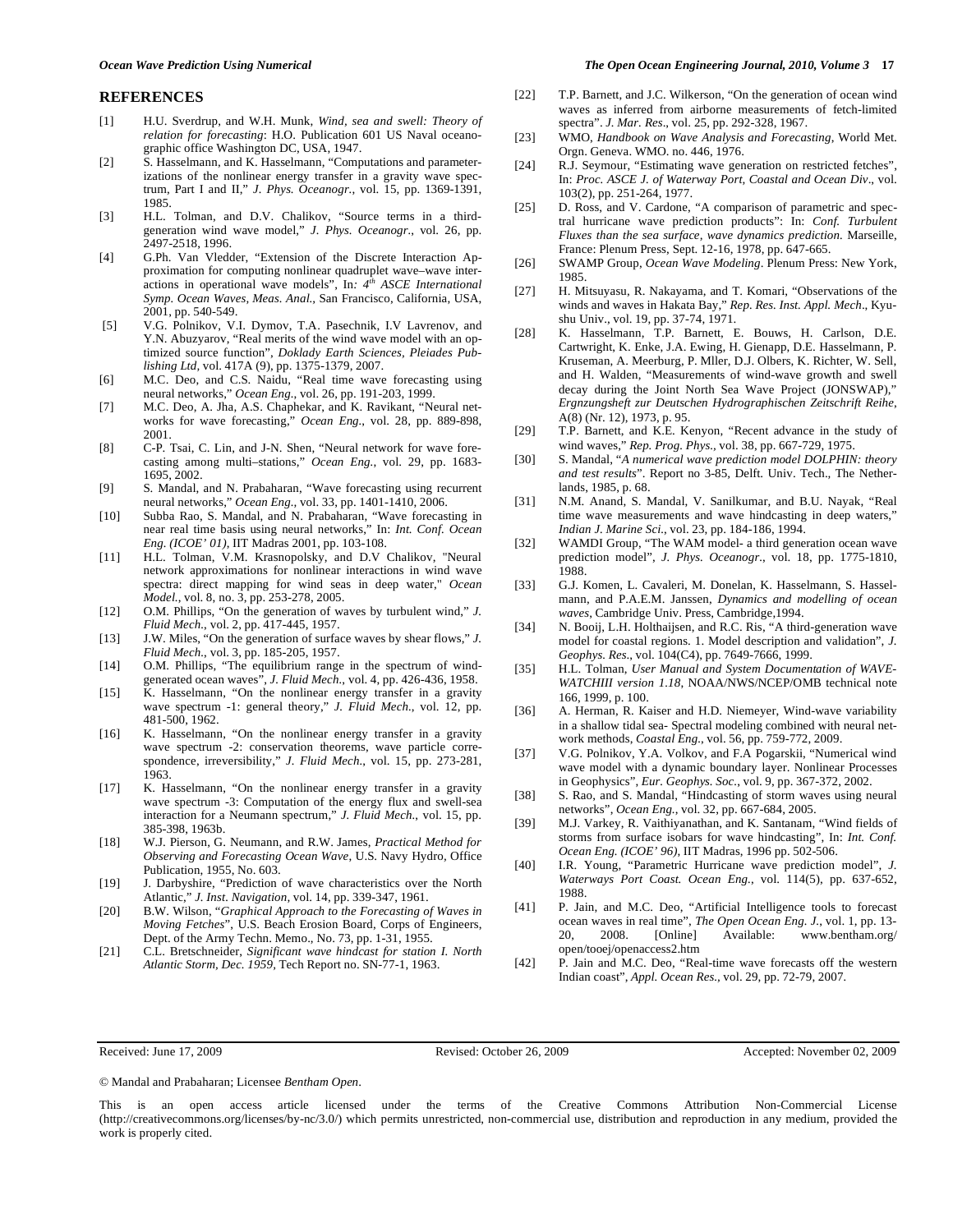## REFERENCES

[1] H.U. Sverdrup, and W.H. Munk, *Wind, sea and swell: Theory of relation for forecasting*: H.O. Publication 601 US Naval oceanographic office Washington DC, USA, 1947.

[2] S. Hasselmann, and K. Hasselmann, "Computations and parameterizations of the nonlinear energy transfer in a gravity wave spectrum, Part I and II," *J. Phys. Oceanogr.*, vol. 15, pp. 1369-1391, 1985.

[3] H.L. Tolman, and D.V. Chalikov, "Source terms in a third-generation wind wave model," *J. Phys. Oceanogr.*, vol. 26, pp. 2497-2518, 1996.

[4] G.Ph. Van Vledder, "Extension of the Discrete Interaction Approximation for computing nonlinear quadruplet wave–wave interactions in operational wave models", In: *4th ASCE International Symp. Ocean Waves, Meas. Anal.*, San Francisco, California, USA, 2001, pp. 540-549.

[5] V.G. Polnikov, V.I. Dymov, T.A. Pasechnik, I.V Lavrenov, and Y.N. Abuzyarov, "Real merits of the wind wave model with an optimized source function", *Doklady Earth Sciences, Pleiades Publishing Ltd*, vol. 417A (9), pp. 1375-1379, 2007.

[6] M.C. Deo, and C.S. Naidu, "Real time wave forecasting using neural networks," *Ocean Eng.*, vol. 26, pp. 191-203, 1999.

[7] M.C. Deo, A. Jha, A.S. Chaphekar, and K. Ravikant, "Neural networks for wave forecasting," *Ocean Eng.*, vol. 28, pp. 889-898, 2001.

[8] C-P. Tsai, C. Lin, and J-N. Shen, "Neural network for wave forecasting among multi–stations," *Ocean Eng.*, vol. 29, pp. 1683-1695, 2002.

[9] S. Mandal, and N. Prabaharan, "Wave forecasting using recurrent neural networks," *Ocean Eng.*, vol. 33, pp. 1401-1410, 2006.

[10] Subba Rao, S. Mandal, and N. Prabaharan, "Wave forecasting in near real time basis using neural networks," In: *Int. Conf. Ocean Eng. (ICOE' 01)*, IIT Madras 2001, pp. 103-108.

[11] H.L. Tolman, V.M. Krasnopolsky, and D.V Chalikov, "Neural network approximations for nonlinear interactions in wind wave spectra: direct mapping for wind seas in deep water," *Ocean Model.*, vol. 8, no. 3, pp. 253-278, 2005.

[12] O.M. Phillips, "On the generation of waves by turbulent wind," *J. Fluid Mech.*, vol. 2, pp. 417-445, 1957.

[13] J.W. Miles, "On the generation of surface waves by shear flows," *J. Fluid Mech.*, vol. 3, pp. 185-205, 1957.

[14] O.M. Phillips, "The equilibrium range in the spectrum of wind-generated ocean waves", *J. Fluid Mech.*, vol. 4, pp. 426-436, 1958.

[15] K. Hasselmann, "On the nonlinear energy transfer in a gravity wave spectrum -1: general theory," *J. Fluid Mech.*, vol. 12, pp. 481-500, 1962.

[16] K. Hasselmann, "On the nonlinear energy transfer in a gravity wave spectrum -2: conservation theorems, wave particle correspondence, irreversibility," *J. Fluid Mech.*, vol. 15, pp. 273-281, 1963.

[17] K. Hasselmann, "On the nonlinear energy transfer in a gravity wave spectrum -3: Computation of the energy flux and swell-sea interaction for a Neumann spectrum," *J. Fluid Mech.*, vol. 15, pp. 385-398, 1963b.

[18] W.J. Pierson, G. Neumann, and R.W. James, *Practical Method for Observing and Forecasting Ocean Wave*, U.S. Navy Hydro, Office Publication, 1955, No. 603.

[19] J. Darbyshire, "Prediction of wave characteristics over the North Atlantic," *J. Inst. Navigation*, vol. 14, pp. 339-347, 1961.

[20] B.W. Wilson, "*Graphical Approach to the Forecasting of Waves in Moving Fetches*", U.S. Beach Erosion Board, Corps of Engineers, Dept. of the Army Techn. Memo., No. 73, pp. 1-31, 1955.

[21] C.L. Bretschneider, *Significant wave hindcast for station I. North Atlantic Storm, Dec. 1959*, Tech Report no. SN-77-1, 1963.

[22] T.P. Barnett, and J.C. Wilkerson, "On the generation of ocean wind waves as inferred from airborne measurements of fetch-limited spectra". *J. Mar. Res*., vol. 25, pp. 292-328, 1967.

[23] WMO, *Handbook on Wave Analysis and Forecasting*, World Met. Orgn. Geneva. WMO. no. 446, 1976.

[24] R.J. Seymour, "Estimating wave generation on restricted fetches", In: *Proc. ASCE J. of Waterway Port, Coastal and Ocean Div*., vol. 103(2), pp. 251-264, 1977.

[25] D. Ross, and V. Cardone, "A comparison of parametric and spectral hurricane wave prediction products": In: *Conf. Turbulent Fluxes than the sea surface, wave dynamics prediction.* Marseille, France: Plenum Press, Sept. 12-16, 1978, pp. 647-665.

[26] SWAMP Group, *Ocean Wave Modeling*. Plenum Press: New York, 1985.

[27] H. Mitsuyasu, R. Nakayama, and T. Komari, "Observations of the winds and waves in Hakata Bay," *Rep. Res. Inst. Appl. Mech*., Kyushu Univ., vol. 19, pp. 37-74, 1971.

[28] K. Hasselmann, T.P. Barnett, E. Bouws, H. Carlson, D.E. Cartwright, K. Enke, J.A. Ewing, H. Gienapp, D.E. Hasselmann, P. Kruseman, A. Meerburg, P. Mller, D.J. Olbers, K. Richter, W. Sell, and H. Walden, "Measurements of wind-wave growth and swell decay during the Joint North Sea Wave Project (JONSWAP)," *Ergnzungsheft zur Deutschen Hydrographischen Zeitschrift Reihe*, A(8) (Nr. 12), 1973, p. 95.

[29] T.P. Barnett, and K.E. Kenyon, "Recent advance in the study of wind waves," *Rep. Prog. Phys*., vol. 38, pp. 667-729, 1975.

[30] S. Mandal, "*A numerical wave prediction model DOLPHIN: theory and test results*". Report no 3-85, Delft. Univ. Tech., The Netherlands, 1985, p. 68.

[31] N.M. Anand, S. Mandal, V. Sanilkumar, and B.U. Nayak, "Real time wave measurements and wave hindcasting in deep waters," *Indian J. Marine Sci*., vol. 23, pp. 184-186, 1994.

[32] WAMDI Group, "The WAM model- a third generation ocean wave prediction model", *J. Phys. Oceanogr*., vol. 18, pp. 1775-1810, 1988.

[33] G.J. Komen, L. Cavaleri, M. Donelan, K. Hasselmann, S. Hasselmann, and P.A.E.M. Janssen, *Dynamics and modelling of ocean waves*, Cambridge Univ. Press, Cambridge,1994.

[34] N. Booij, L.H. Holthaijsen, and R.C. Ris, "A third-generation wave model for coastal regions. 1. Model description and validation", *J. Geophys. Res*., vol. 104(C4), pp. 7649-7666, 1999.

[35] H.L. Tolman, *User Manual and System Documentation of WAVE-WATCHIII version 1.18*, NOAA/NWS/NCEP/OMB technical note 166, 1999, p. 100.

[36] A. Herman, R. Kaiser and H.D. Niemeyer, Wind-wave variability in a shallow tidal sea- Spectral modeling combined with neural network methods, *Coastal Eng*., vol. 56, pp. 759-772, 2009.

[37] V.G. Polnikov, Y.A. Volkov, and F.A Pogarskii, "Numerical wind wave model with a dynamic boundary layer. Nonlinear Processes in Geophysics", *Eur. Geophys. Soc.*, vol. 9, pp. 367-372, 2002.

[38] S. Rao, and S. Mandal, "Hindcasting of storm waves using neural networks", *Ocean Eng.*, vol. 32, pp. 667-684, 2005.

[39] M.J. Varkey, R. Vaithiyanathan, and K. Santanam, "Wind fields of storms from surface isobars for wave hindcasting", In: *Int. Conf. Ocean Eng. (ICOE' 96)*, IIT Madras, 1996 pp. 502-506.

[40] I.R. Young, "Parametric Hurricane wave prediction model", *J. Waterways Port Coast. Ocean Eng.*, vol. 114(5), pp. 637-652, 1988.

[41] P. Jain, and M.C. Deo, "Artificial Intelligence tools to forecast ocean waves in real time", *The Open Ocean Eng. J.*, vol. 1, pp. 13-20, 2008. [Online] Available: www.bentham.org/open/tooej/openaccess2.htm

[42] P. Jain and M.C. Deo, "Real-time wave forecasts off the western Indian coast", *Appl. Ocean Res.*, vol. 29, pp. 72-79, 2007.

Received: June 17, 2009 Revised: October 26, 2009 Accepted: November 02, 2009

© Mandal and Prabaharan; Licensee *Bentham Open*.

This is an open access article licensed under the terms of the Creative Commons Attribution Non-Commercial License (http://creativecommons.org/licenses/by-nc/3.0/) which permits unrestricted, non-commercial use, distribution and reproduction in any medium, provided the work is properly cited.